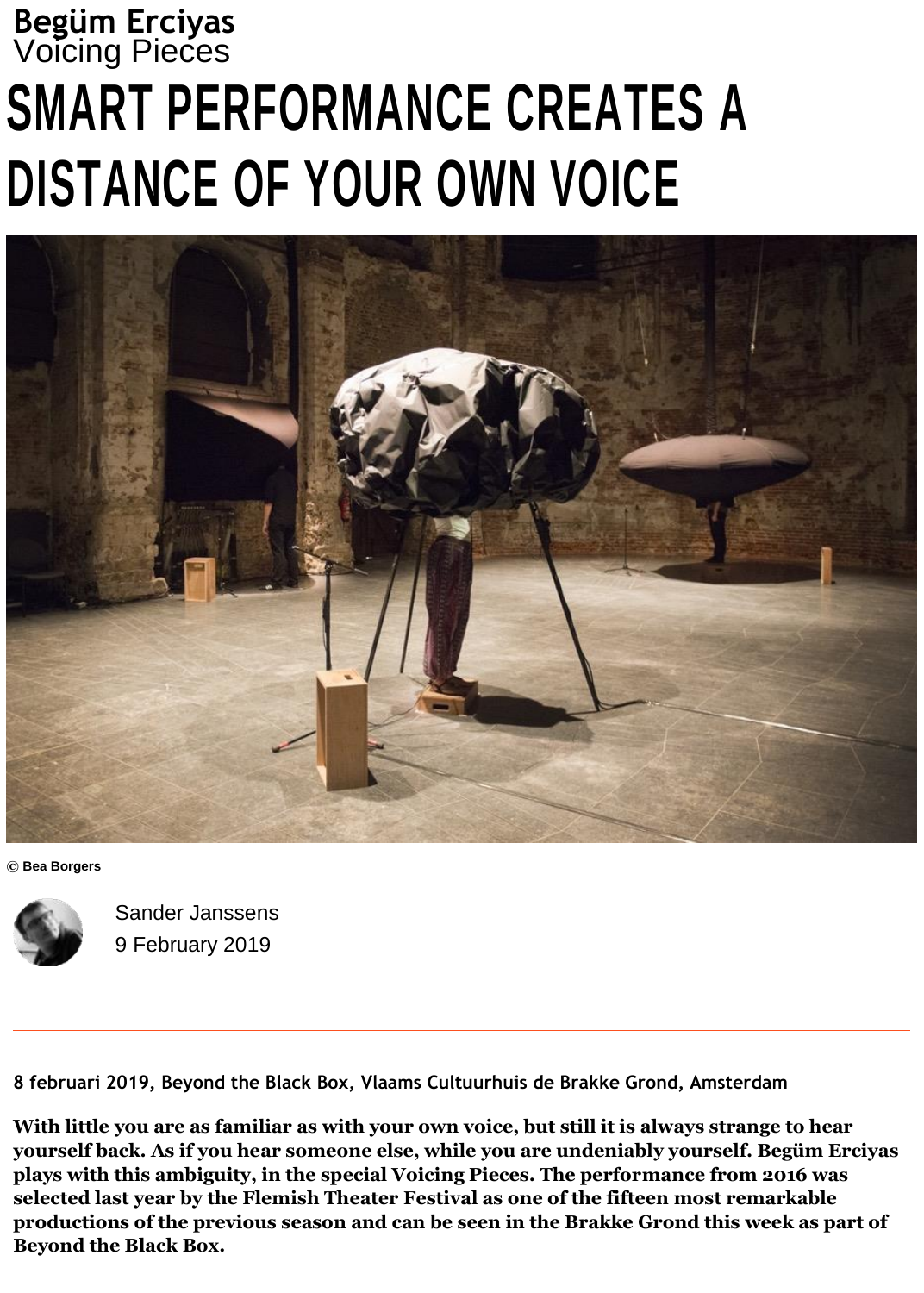**Begüm Erciyas**
Voicing Pieces

# SMART PERFORMANCE CREATES A DISTANCE OF YOUR OWN VOICE

© **Bea Borgers**

Sander Janssens
9 February 2019

---

**8 februari 2019, Beyond the Black Box, Vlaams Cultuurhuis de Brakke Grond, Amsterdam**

**With little you are as familiar as with your own voice, but still it is always strange to hear yourself back. As if you hear someone else, while you are undeniably yourself. Begüm Erciyas plays with this ambiguity, in the special Voicing Pieces. The performance from 2016 was selected last year by the Flemish Theater Festival as one of the fifteen most remarkable productions of the previous season and can be seen in the Brakke Grond this week as part of Beyond the Black Box.**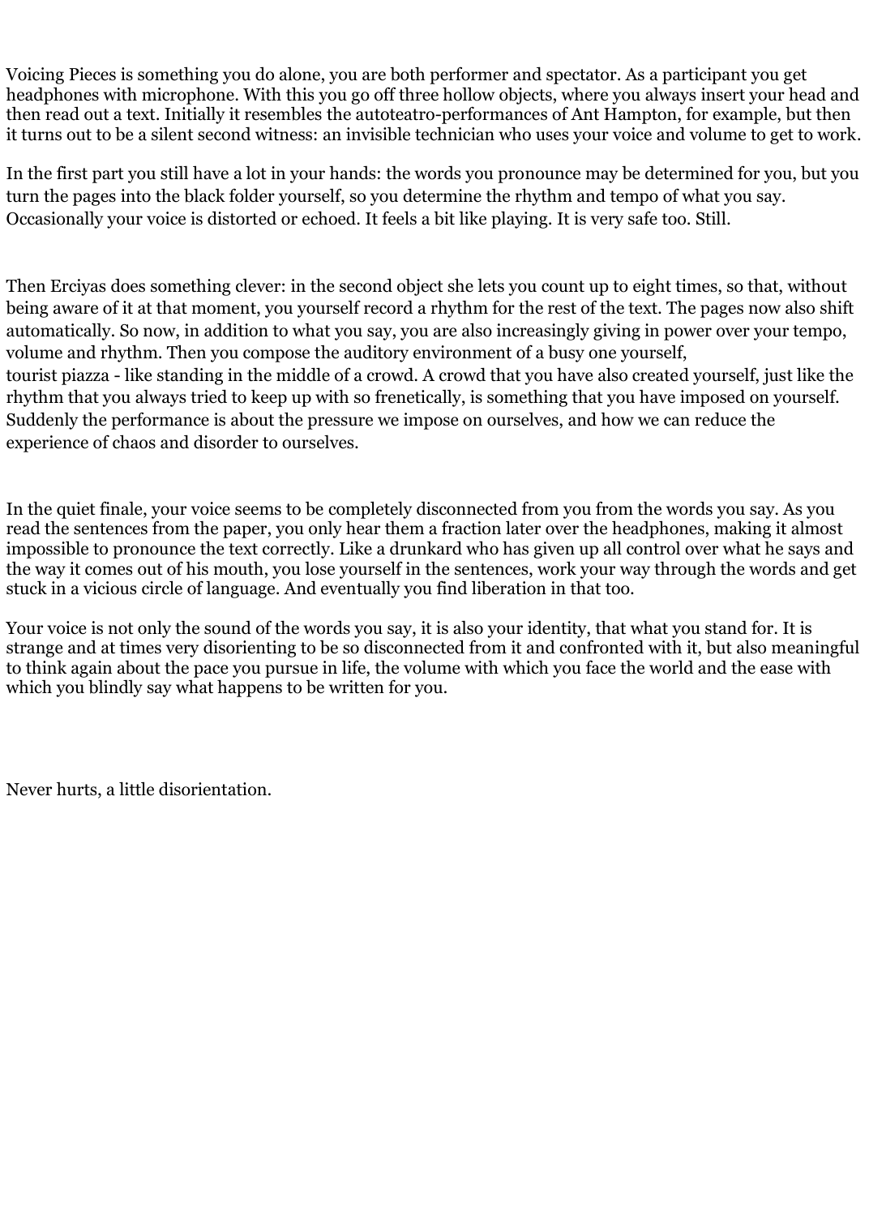Voicing Pieces is something you do alone, you are both performer and spectator. As a participant you get headphones with microphone. With this you go off three hollow objects, where you always insert your head and then read out a text. Initially it resembles the autoteatro-performances of Ant Hampton, for example, but then it turns out to be a silent second witness: an invisible technician who uses your voice and volume to get to work.

In the first part you still have a lot in your hands: the words you pronounce may be determined for you, but you turn the pages into the black folder yourself, so you determine the rhythm and tempo of what you say. Occasionally your voice is distorted or echoed. It feels a bit like playing. It is very safe too. Still.

Then Erciyas does something clever: in the second object she lets you count up to eight times, so that, without being aware of it at that moment, you yourself record a rhythm for the rest of the text. The pages now also shift automatically. So now, in addition to what you say, you are also increasingly giving in power over your tempo, volume and rhythm. Then you compose the auditory environment of a busy one yourself, tourist piazza - like standing in the middle of a crowd. A crowd that you have also created yourself, just like the rhythm that you always tried to keep up with so frenetically, is something that you have imposed on yourself. Suddenly the performance is about the pressure we impose on ourselves, and how we can reduce the experience of chaos and disorder to ourselves.

In the quiet finale, your voice seems to be completely disconnected from you from the words you say. As you read the sentences from the paper, you only hear them a fraction later over the headphones, making it almost impossible to pronounce the text correctly. Like a drunkard who has given up all control over what he says and the way it comes out of his mouth, you lose yourself in the sentences, work your way through the words and get stuck in a vicious circle of language. And eventually you find liberation in that too.

Your voice is not only the sound of the words you say, it is also your identity, that what you stand for. It is strange and at times very disorienting to be so disconnected from it and confronted with it, but also meaningful to think again about the pace you pursue in life, the volume with which you face the world and the ease with which you blindly say what happens to be written for you.

Never hurts, a little disorientation.